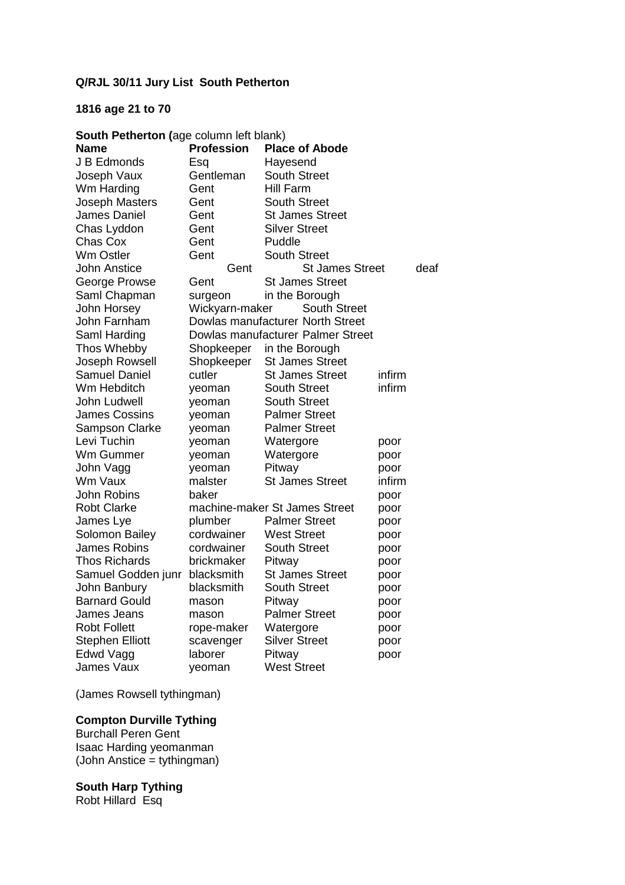**Q/RJL 30/11 Jury List South Petherton**

**1816 age 21 to 70**

**South Petherton (**age column left blank)

| **Name** | **Profession** | **Place of Abode** | |
|---|---|---|---|
| J B Edmonds | Esq | Hayesend | |
| Joseph Vaux | Gentleman | South Street | |
| Wm Harding | Gent | Hill Farm | |
| Joseph Masters | Gent | South Street | |
| James Daniel | Gent | St James Street | |
| Chas Lyddon | Gent | Silver Street | |
| Chas Cox | Gent | Puddle | |
| Wm Ostler | Gent | South Street | |
| John Anstice | Gent | St James Street | deaf |
| George Prowse | Gent | St James Street | |
| Saml Chapman | surgeon | in the Borough | |
| John Horsey | Wickyarn-maker | South Street | |
| John Farnham | Dowlas manufacturer | North Street | |
| Saml Harding | Dowlas manufacturer | Palmer Street | |
| Thos Whebby | Shopkeeper | in the Borough | |
| Joseph Rowsell | Shopkeeper | St James Street | |
| Samuel Daniel | cutler | St James Street | infirm |
| Wm Hebditch | yeoman | South Street | infirm |
| John Ludwell | yeoman | South Street | |
| James Cossins | yeoman | Palmer Street | |
| Sampson Clarke | yeoman | Palmer Street | |
| Levi Tuchin | yeoman | Watergore | poor |
| Wm Gummer | yeoman | Watergore | poor |
| John Vagg | yeoman | Pitway | poor |
| Wm Vaux | malster | St James Street | infirm |
| John Robins | baker | | poor |
| Robt Clarke | machine-maker | St James Street | poor |
| James Lye | plumber | Palmer Street | poor |
| Solomon Bailey | cordwainer | West Street | poor |
| James Robins | cordwainer | South Street | poor |
| Thos Richards | brickmaker | Pitway | poor |
| Samuel Godden junr | blacksmith | St James Street | poor |
| John Banbury | blacksmith | South Street | poor |
| Barnard Gould | mason | Pitway | poor |
| James Jeans | mason | Palmer Street | poor |
| Robt Follett | rope-maker | Watergore | poor |
| Stephen Elliott | scavenger | Silver Street | poor |
| Edwd Vagg | laborer | Pitway | poor |
| James Vaux | yeoman | West Street | |

(James Rowsell tythingman)

**Compton Durville Tything**

Burchall Peren Gent
Isaac Harding yeomanman
(John Anstice = tythingman)

**South Harp Tything**

Robt Hillard Esq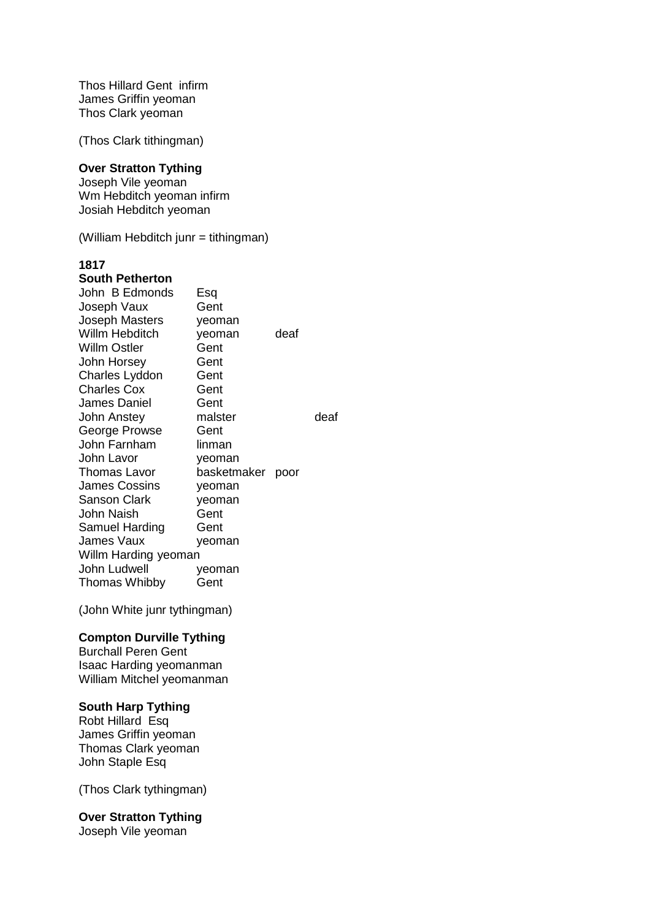Thos Hillard Gent infirm
James Griffin yeoman
Thos Clark yeoman

(Thos Clark tithingman)

**Over Stratton Tything**
Joseph Vile yeoman
Wm Hebditch yeoman infirm
Josiah Hebditch yeoman

(William Hebditch junr = tithingman)

**1817**
**South Petherton**

| | | | |
|---|---|---|---|
| John B Edmonds | Esq | | |
| Joseph Vaux | Gent | | |
| Joseph Masters | yeoman | | |
| Willm Hebditch | yeoman | deaf | |
| Willm Ostler | Gent | | |
| John Horsey | Gent | | |
| Charles Lyddon | Gent | | |
| Charles Cox | Gent | | |
| James Daniel | Gent | | |
| John Anstey | malster | | deaf |
| George Prowse | Gent | | |
| John Farnham | linman | | |
| John Lavor | yeoman | | |
| Thomas Lavor | basketmaker | poor | |
| James Cossins | yeoman | | |
| Sanson Clark | yeoman | | |
| John Naish | Gent | | |
| Samuel Harding | Gent | | |
| James Vaux | yeoman | | |
| Willm Harding yeoman | | | |
| John Ludwell | yeoman | | |
| Thomas Whibby | Gent | | |

(John White junr tythingman)

**Compton Durville Tything**
Burchall Peren Gent
Isaac Harding yeomanman
William Mitchel yeomanman

**South Harp Tything**
Robt Hillard Esq
James Griffin yeoman
Thomas Clark yeoman
John Staple Esq

(Thos Clark tythingman)

**Over Stratton Tything**
Joseph Vile yeoman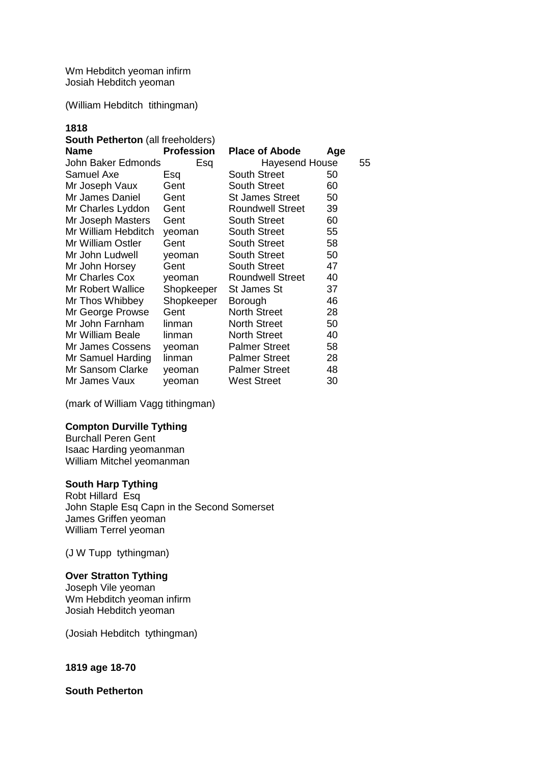Wm Hebditch yeoman infirm
Josiah Hebditch yeoman

(William Hebditch tithingman)

**1818**

**South Petherton** (all freeholders)

| **Name** | **Profession** | **Place of Abode** | **Age** |
|---|---|---|---|
| John Baker Edmonds | Esq | Hayesend House | 55 |
| Samuel Axe | Esq | South Street | 50 |
| Mr Joseph Vaux | Gent | South Street | 60 |
| Mr James Daniel | Gent | St James Street | 50 |
| Mr Charles Lyddon | Gent | Roundwell Street | 39 |
| Mr Joseph Masters | Gent | South Street | 60 |
| Mr William Hebditch | yeoman | South Street | 55 |
| Mr William Ostler | Gent | South Street | 58 |
| Mr John Ludwell | yeoman | South Street | 50 |
| Mr John Horsey | Gent | South Street | 47 |
| Mr Charles Cox | yeoman | Roundwell Street | 40 |
| Mr Robert Wallice | Shopkeeper | St James St | 37 |
| Mr Thos Whibbey | Shopkeeper | Borough | 46 |
| Mr George Prowse | Gent | North Street | 28 |
| Mr John Farnham | linman | North Street | 50 |
| Mr William Beale | linman | North Street | 40 |
| Mr James Cossens | yeoman | Palmer Street | 58 |
| Mr Samuel Harding | linman | Palmer Street | 28 |
| Mr Sansom Clarke | yeoman | Palmer Street | 48 |
| Mr James Vaux | yeoman | West Street | 30 |

(mark of William Vagg tithingman)

**Compton Durville Tything**

Burchall Peren Gent
Isaac Harding yeomanman
William Mitchel yeomanman

**South Harp Tything**

Robt Hillard Esq
John Staple Esq Capn in the Second Somerset
James Griffen yeoman
William Terrel yeoman

(J W Tupp tythingman)

**Over Stratton Tything**

Joseph Vile yeoman
Wm Hebditch yeoman infirm
Josiah Hebditch yeoman

(Josiah Hebditch tythingman)

**1819 age 18-70**

**South Petherton**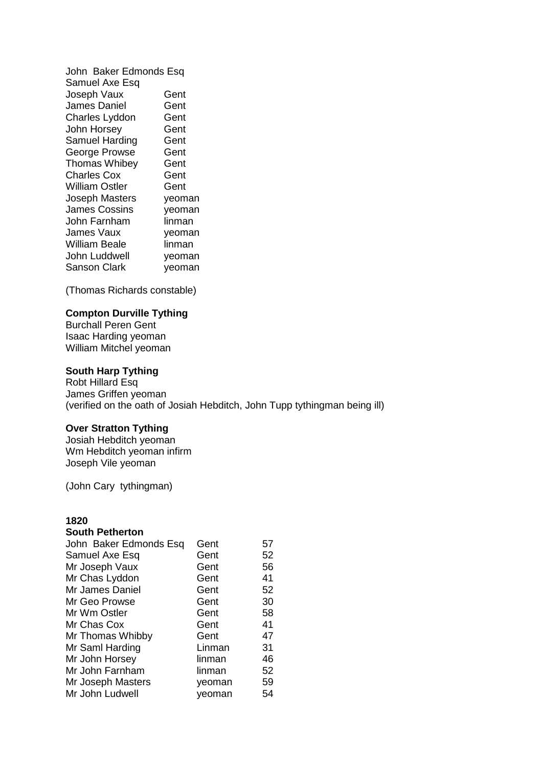| | |
|---|---|
| John Baker Edmonds Esq | |
| Samuel Axe Esq | |
| Joseph Vaux | Gent |
| James Daniel | Gent |
| Charles Lyddon | Gent |
| John Horsey | Gent |
| Samuel Harding | Gent |
| George Prowse | Gent |
| Thomas Whibey | Gent |
| Charles Cox | Gent |
| William Ostler | Gent |
| Joseph Masters | yeoman |
| James Cossins | yeoman |
| John Farnham | linman |
| James Vaux | yeoman |
| William Beale | linman |
| John Luddwell | yeoman |
| Sanson Clark | yeoman |

(Thomas Richards constable)

**Compton Durville Tything**
Burchall Peren Gent
Isaac Harding yeoman
William Mitchel yeoman

**South Harp Tything**
Robt Hillard Esq
James Griffen yeoman
(verified on the oath of Josiah Hebditch, John Tupp tythingman being ill)

**Over Stratton Tything**
Josiah Hebditch yeoman
Wm Hebditch yeoman infirm
Joseph Vile yeoman

(John Cary tythingman)

**1820**
**South Petherton**

| | | |
|---|---|---|
| John Baker Edmonds Esq | Gent | 57 |
| Samuel Axe Esq | Gent | 52 |
| Mr Joseph Vaux | Gent | 56 |
| Mr Chas Lyddon | Gent | 41 |
| Mr James Daniel | Gent | 52 |
| Mr Geo Prowse | Gent | 30 |
| Mr Wm Ostler | Gent | 58 |
| Mr Chas Cox | Gent | 41 |
| Mr Thomas Whibby | Gent | 47 |
| Mr Saml Harding | Linman | 31 |
| Mr John Horsey | linman | 46 |
| Mr John Farnham | linman | 52 |
| Mr Joseph Masters | yeoman | 59 |
| Mr John Ludwell | yeoman | 54 |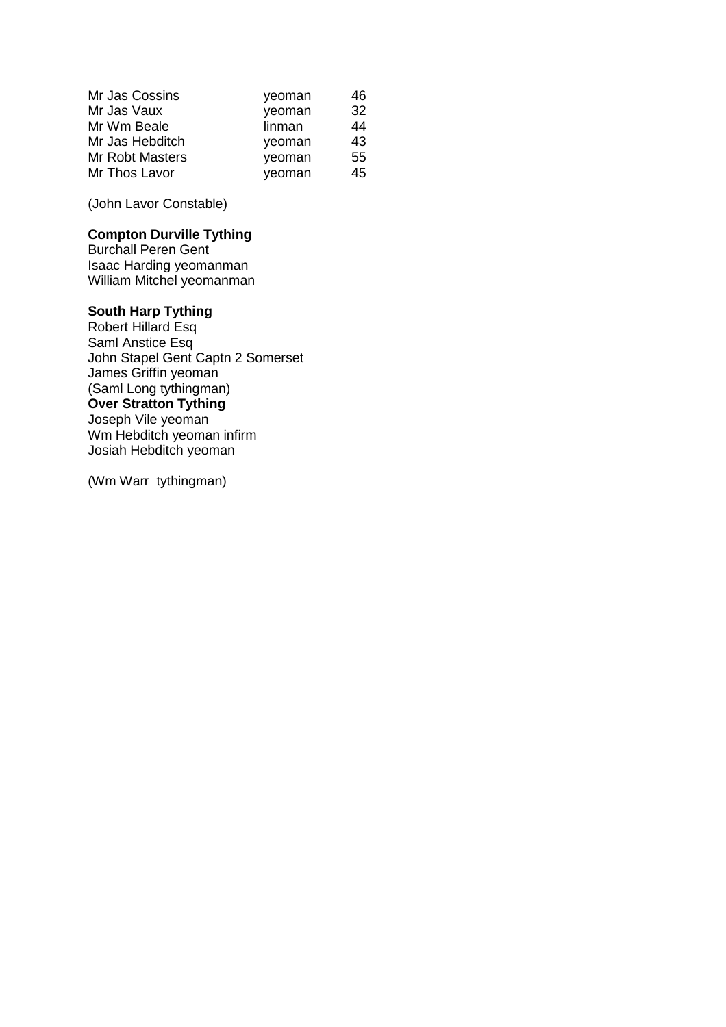| | | |
|---|---|---|
| Mr Jas Cossins | yeoman | 46 |
| Mr Jas Vaux | yeoman | 32 |
| Mr Wm Beale | linman | 44 |
| Mr Jas Hebditch | yeoman | 43 |
| Mr Robt Masters | yeoman | 55 |
| Mr Thos Lavor | yeoman | 45 |

(John Lavor Constable)

**Compton Durville Tything**
Burchall Peren Gent
Isaac Harding yeomanman
William Mitchel yeomanman

**South Harp Tything**
Robert Hillard Esq
Saml Anstice Esq
John Stapel Gent Captn 2 Somerset
James Griffin yeoman
(Saml Long tythingman)
**Over Stratton Tything**
Joseph Vile yeoman
Wm Hebditch yeoman infirm
Josiah Hebditch yeoman

(Wm Warr tythingman)